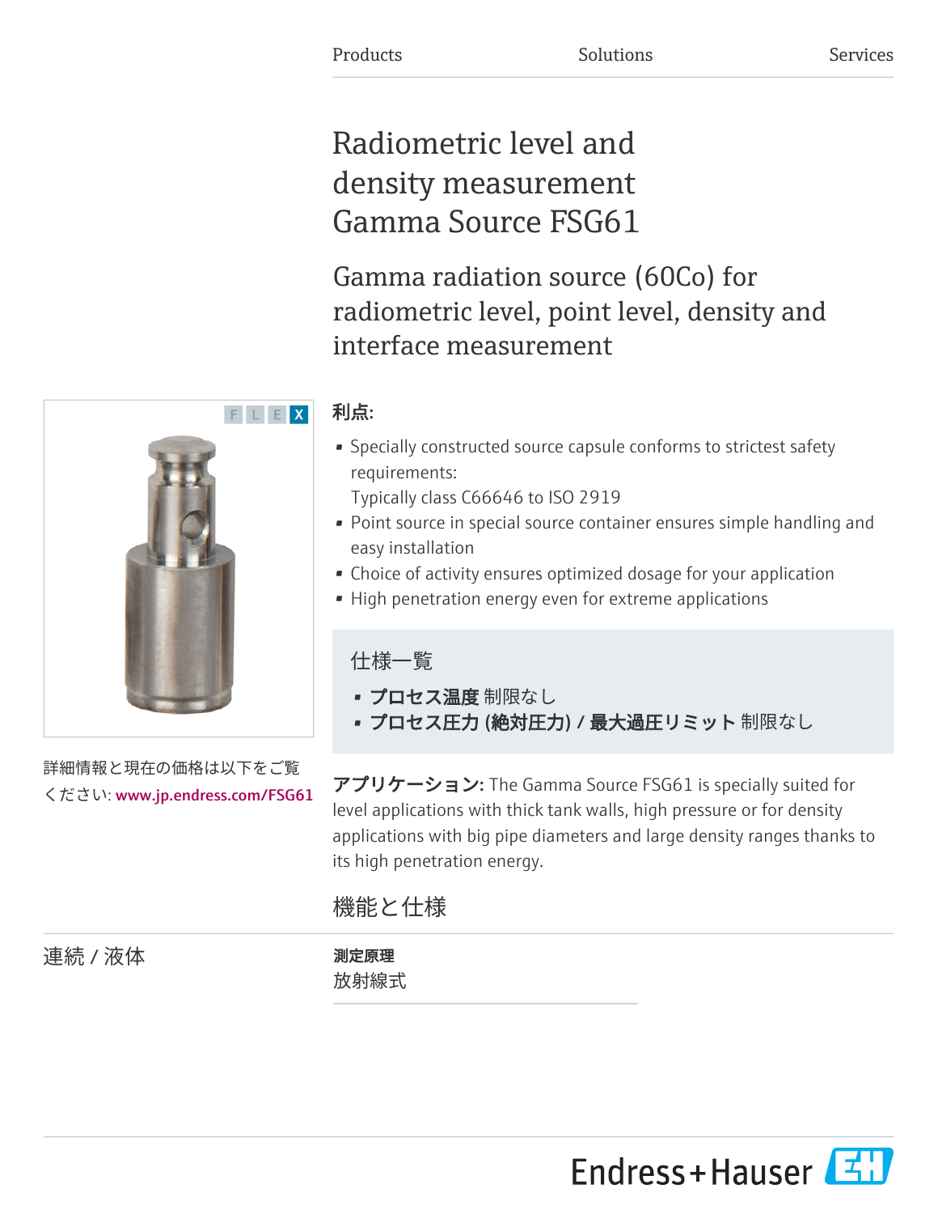Products Solutions Services

# Radiometric level and density measurement Gamma Source FSG61

## Gamma radiation source (60Co) for radiometric level, point level, density and interface measurement

F L E X

詳細情報と現在の価格は以下をご覧ください: www.jp.endress.com/FSG61

**利点:**

- Specially constructed source capsule conforms to strictest safety requirements:
  Typically class C66646 to ISO 2919
- Point source in special source container ensures simple handling and easy installation
- Choice of activity ensures optimized dosage for your application
- High penetration energy even for extreme applications

### 仕様一覧

- **プロセス温度** 制限なし
- **プロセス圧力 (絶対圧力) / 最大過圧リミット** 制限なし

**アプリケーション:** The Gamma Source FSG61 is specially suited for level applications with thick tank walls, high pressure or for density applications with big pipe diameters and large density ranges thanks to its high penetration energy.

## 機能と仕様

### 連続 / 液体

**測定原理**
放射線式

Endress+Hauser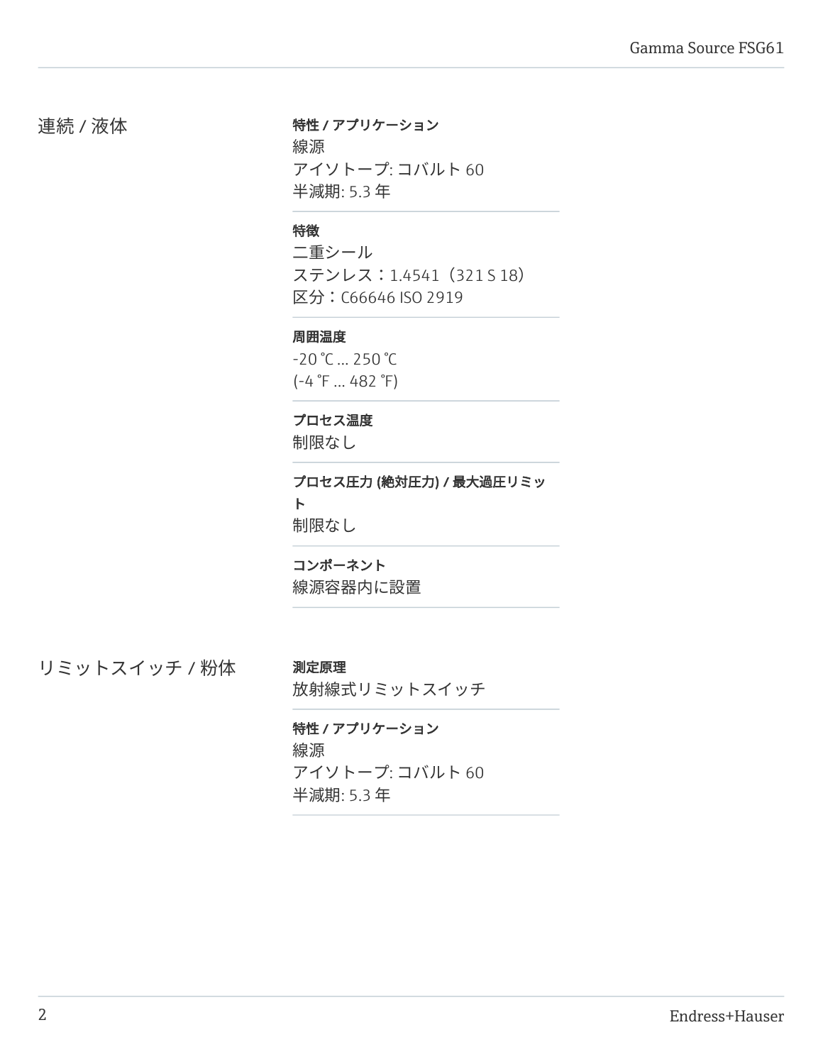## 連続 / 液体

**特性 / アプリケーション**
線源
アイソトープ: コバルト 60
半減期: 5.3 年

**特徴**
二重シール
ステンレス：1.4541（321 S 18）
区分：C66646 ISO 2919

**周囲温度**
-20 ℃ ... 250 ℃
(-4 ℉ ... 482 ℉)

**プロセス温度**
制限なし

**プロセス圧力 (絶対圧力) / 最大過圧リミット**
制限なし

**コンポーネント**
線源容器内に設置

## リミットスイッチ / 粉体

**測定原理**
放射線式リミットスイッチ

**特性 / アプリケーション**
線源
アイソトープ: コバルト 60
半減期: 5.3 年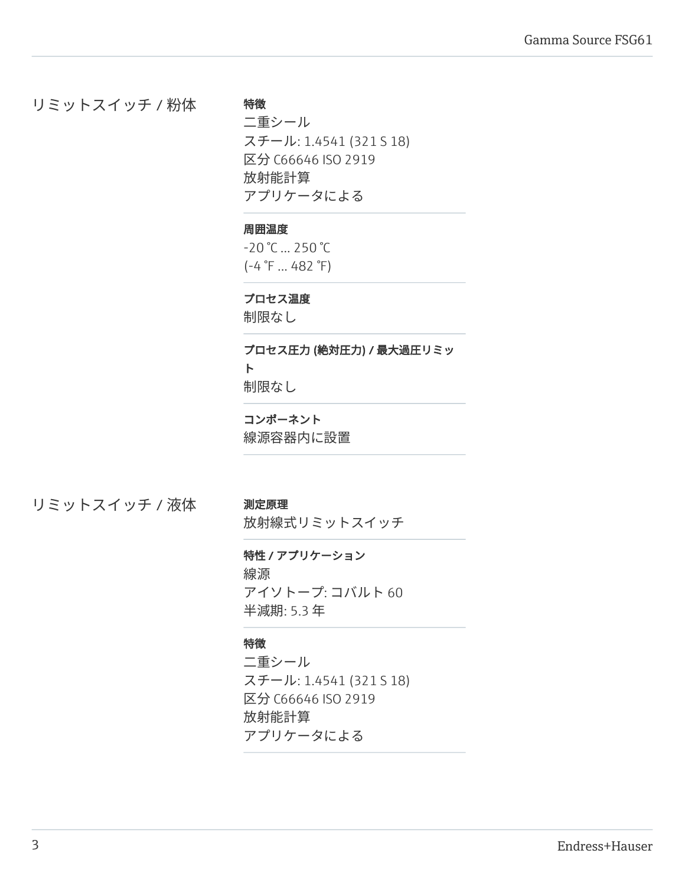## リミットスイッチ / 粉体

**特徴**
二重シール
スチール: 1.4541 (321 S 18)
区分 C66646 ISO 2919
放射能計算
アプリケータによる

**周囲温度**
-20 °C ... 250 °C
(-4 °F ... 482 °F)

**プロセス温度**
制限なし

**プロセス圧力 (絶対圧力) / 最大過圧リミット**
制限なし

**コンポーネント**
線源容器内に設置

## リミットスイッチ / 液体

**測定原理**
放射線式リミットスイッチ

**特性 / アプリケーション**
線源
アイソトープ: コバルト 60
半減期: 5.3 年

**特徴**
二重シール
スチール: 1.4541 (321 S 18)
区分 C66646 ISO 2919
放射能計算
アプリケータによる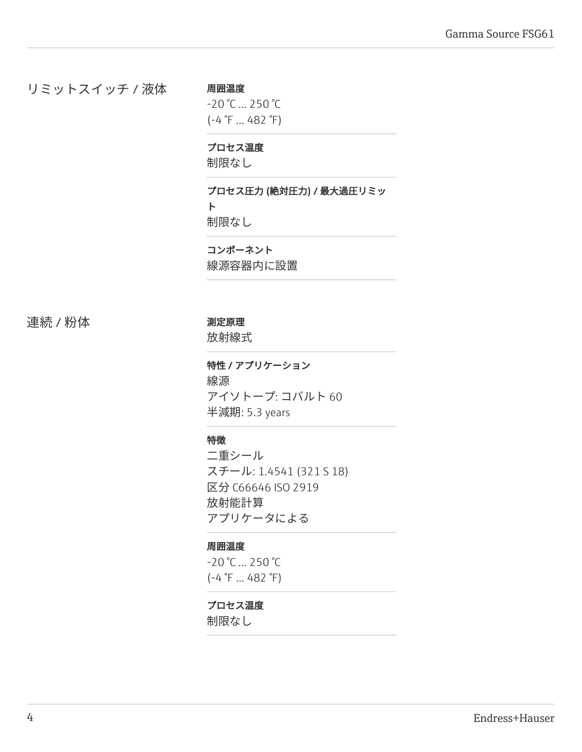## リミットスイッチ / 液体

**周囲温度**
-20 °C ... 250 °C
(-4 °F ... 482 °F)

**プロセス温度**
制限なし

**プロセス圧力 (絶対圧力) / 最大過圧リミット**
制限なし

**コンポーネント**
線源容器内に設置

## 連続 / 粉体

**測定原理**
放射線式

**特性 / アプリケーション**
線源
アイソトープ: コバルト 60
半減期: 5.3 years

**特徴**
二重シール
スチール: 1.4541 (321 S 18)
区分 C66646 ISO 2919
放射能計算
アプリケータによる

**周囲温度**
-20 °C ... 250 °C
(-4 °F ... 482 °F)

**プロセス温度**
制限なし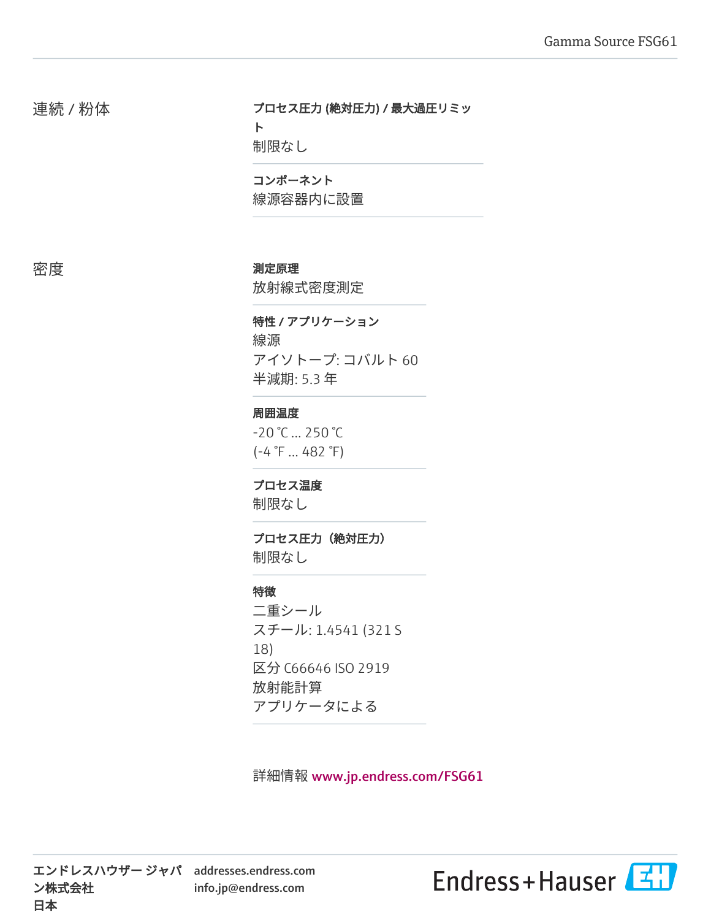## 連続 / 粉体

**プロセス圧力 (絶対圧力) / 最大過圧リミット**
制限なし

**コンポーネント**
線源容器内に設置

## 密度

**測定原理**
放射線式密度測定

**特性 / アプリケーション**
線源
アイソトープ: コバルト 60
半減期: 5.3 年

**周囲温度**
-20 ℃ ... 250 ℃
(-4 ℉ ... 482 ℉)

**プロセス温度**
制限なし

**プロセス圧力（絶対圧力）**
制限なし

**特徴**
二重シール
スチール: 1.4541 (321 S 18)
区分 C66646 ISO 2919
放射能計算
アプリケータによる

詳細情報 www.jp.endress.com/FSG61

エンドレスハウザー ジャパン株式会社
日本

addresses.endress.com
info.jp@endress.com

Endress+Hauser